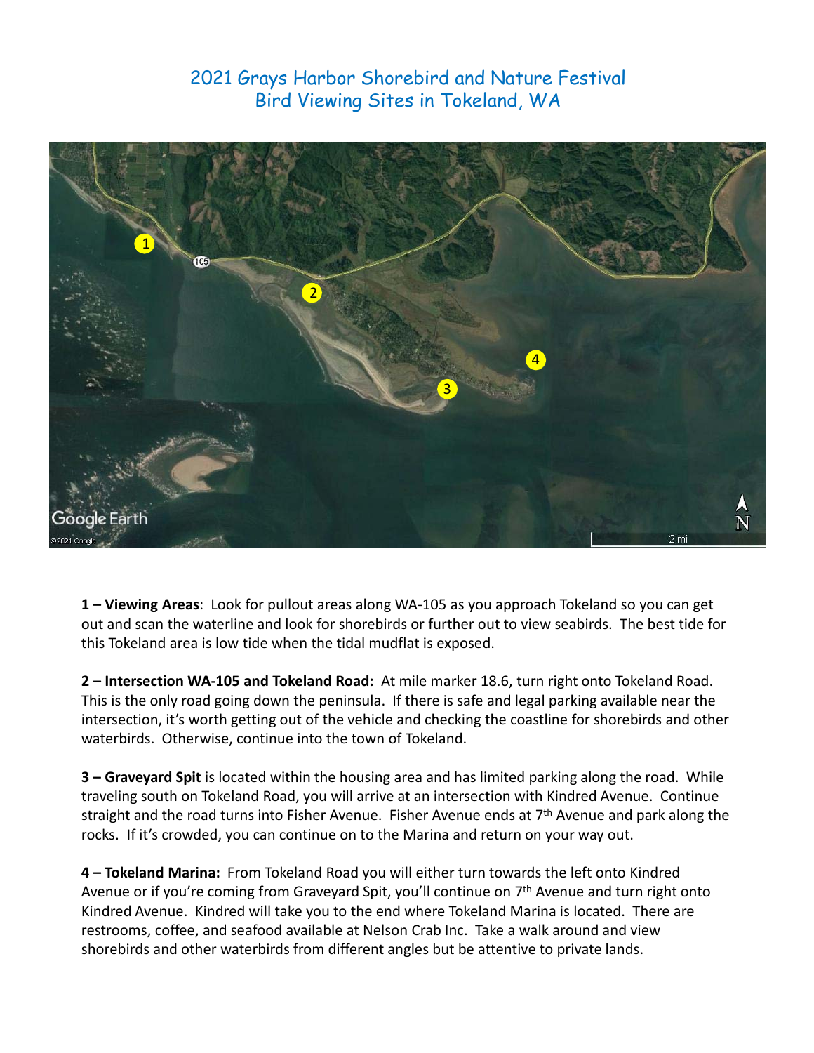# 2021 Grays Harbor Shorebird and Nature Festival
## Bird Viewing Sites in Tokeland, WA

**1 – Viewing Areas**: Look for pullout areas along WA-105 as you approach Tokeland so you can get out and scan the waterline and look for shorebirds or further out to view seabirds. The best tide for this Tokeland area is low tide when the tidal mudflat is exposed.

**2 – Intersection WA-105 and Tokeland Road:** At mile marker 18.6, turn right onto Tokeland Road. This is the only road going down the peninsula. If there is safe and legal parking available near the intersection, it's worth getting out of the vehicle and checking the coastline for shorebirds and other waterbirds. Otherwise, continue into the town of Tokeland.

**3 – Graveyard Spit** is located within the housing area and has limited parking along the road. While traveling south on Tokeland Road, you will arrive at an intersection with Kindred Avenue. Continue straight and the road turns into Fisher Avenue. Fisher Avenue ends at 7th Avenue and park along the rocks. If it's crowded, you can continue on to the Marina and return on your way out.

**4 – Tokeland Marina:** From Tokeland Road you will either turn towards the left onto Kindred Avenue or if you're coming from Graveyard Spit, you'll continue on 7th Avenue and turn right onto Kindred Avenue. Kindred will take you to the end where Tokeland Marina is located. There are restrooms, coffee, and seafood available at Nelson Crab Inc. Take a walk around and view shorebirds and other waterbirds from different angles but be attentive to private lands.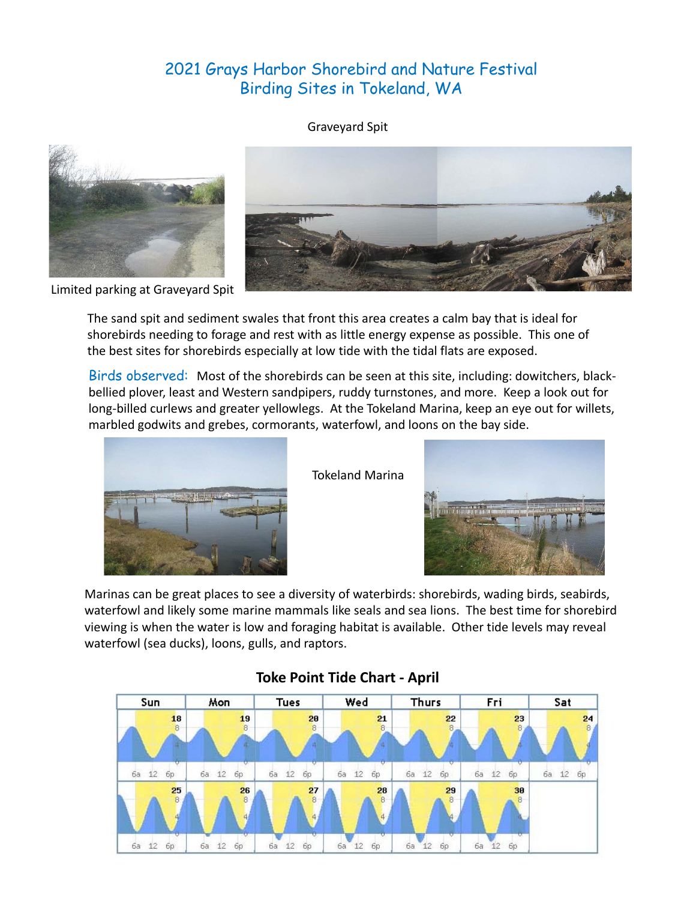# 2021 Grays Harbor Shorebird and Nature Festival
# Birding Sites in Tokeland, WA

Graveyard Spit

Limited parking at Graveyard Spit

The sand spit and sediment swales that front this area creates a calm bay that is ideal for shorebirds needing to forage and rest with as little energy expense as possible. This one of the best sites for shorebirds especially at low tide with the tidal flats are exposed.

Birds observed: Most of the shorebirds can be seen at this site, including: dowitchers, black-bellied plover, least and Western sandpipers, ruddy turnstones, and more. Keep a look out for long-billed curlews and greater yellowlegs. At the Tokeland Marina, keep an eye out for willets, marbled godwits and grebes, cormorants, waterfowl, and loons on the bay side.

Tokeland Marina

Marinas can be great places to see a diversity of waterbirds: shorebirds, wading birds, seabirds, waterfowl and likely some marine mammals like seals and sea lions. The best time for shorebird viewing is when the water is low and foraging habitat is available. Other tide levels may reveal waterfowl (sea ducks), loons, gulls, and raptors.

**Toke Point Tide Chart - April**

Sun Mon Tues Wed Thurs Fri Sat

18 19 20 21 22 23 24

25 26 27 28 29 30

8 4 0

6a 12 6p